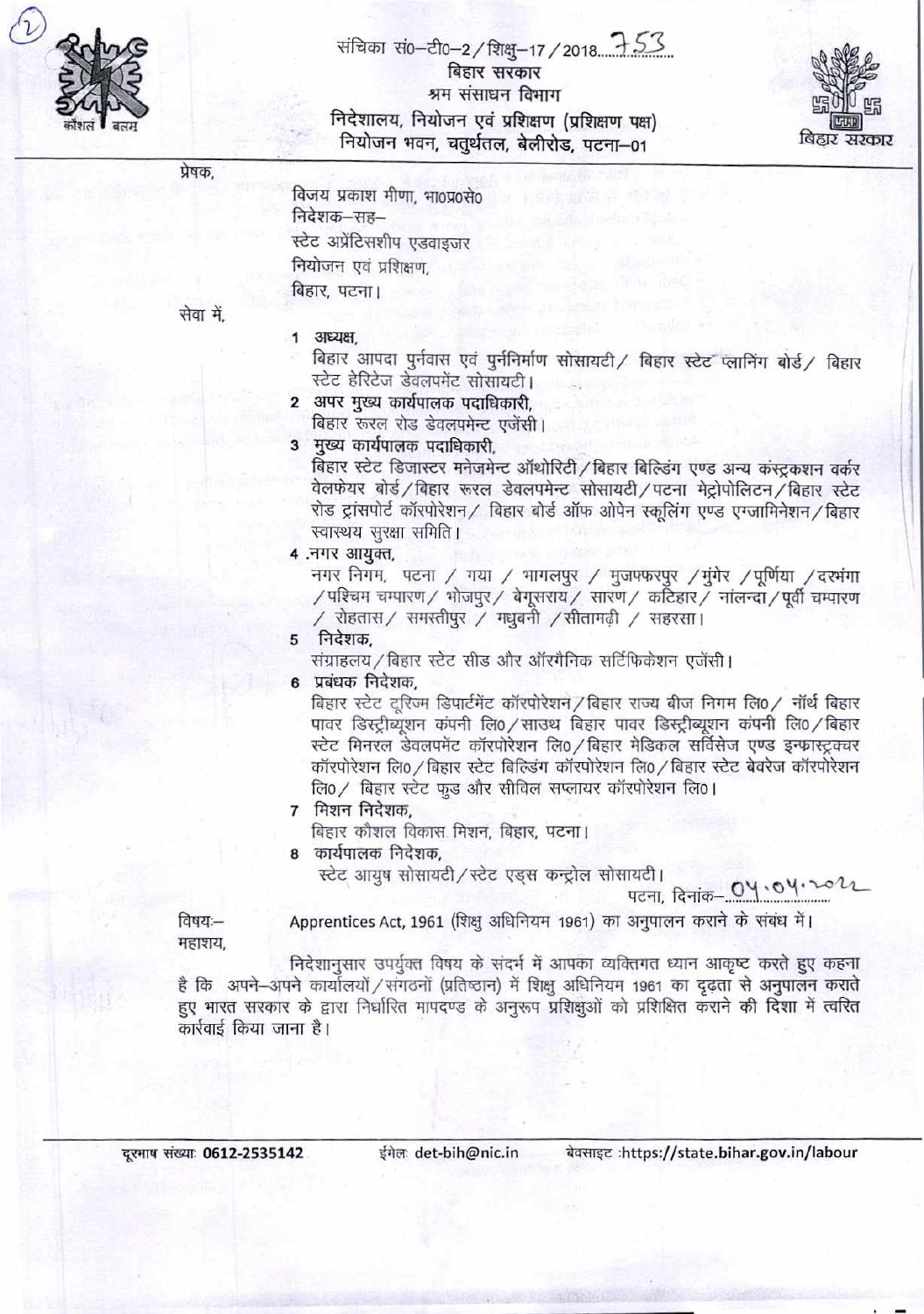संचिका सं0–टी0–2/शिक्षु–17/2018......753......

**बिहार सरकार**
**श्रम संसाधन विभाग**
**निदेशालय, नियोजन एवं प्रशिक्षण (प्रशिक्षण पक्ष)**
**नियोजन भवन, चतुर्थतल, बेलीरोड, पटना–01**

प्रेषक,

विजय प्रकाश मीणा, भा0प्र0से0
निदेशक–सह–
स्टेट अप्रेंटिसशीप एडवाइजर
नियोजन एवं प्रशिक्षण,
बिहार, पटना।

सेवा में,

1. अध्यक्ष,
   बिहार आपदा पुर्नवास एवं पुर्ननिर्माण सोसायटी/ बिहार स्टेट प्लानिंग बोर्ड/ बिहार स्टेट हेरिटेज डेवलपमेंट सोसायटी।
2. अपर मुख्य कार्यपालक पदाधिकारी,
   बिहार रूरल रोड डेवलपमेन्ट एजेंसी।
3. मुख्य कार्यपालक पदाधिकारी,
   बिहार स्टेट डिजास्टर मनेजमेन्ट ऑथोरिटी/बिहार बिल्डिंग एण्ड अन्य कंस्ट्रकशन वर्कर वेलफेयर बोर्ड/बिहार रूरल डेवलपमेन्ट सोसायटी/पटना मेट्रोपोलिटन/बिहार स्टेट रोड ट्रांसपोर्ट कॉरपोरेशन/ बिहार बोर्ड ऑफ ओपेन स्कूलिंग एण्ड एग्जामिनेशन/बिहार स्वास्थय सुरक्षा समिति।
4. नगर आयुक्त,
   नगर निगम, पटना / गया / भागलपुर / मुजफ्फरपुर /मुंगेर /पूर्णिया /दरभंगा /पश्चिम चम्पारण/ भोजपुर/ बेगूसराय/ सारण/ कटिहार/ नालन्दा/पूर्वी चम्पारण / रोहतास/ समस्तीपुर / मधुबनी /सीतामढ़ी / सहरसा।
5. निदेशक,
   संग्राहलय/बिहार स्टेट सीड और ऑरगैनिक सर्टिफिकेशन एजेंसी।
6. प्रबंधक निदेशक,
   बिहार स्टेट टूरिज्म डिपार्टमेंट कॉरपोरेशन/बिहार राज्य बीज निगम लि0/ नॉर्थ बिहार पावर डिस्ट्रीब्यूशन कंपनी लि0/साउथ बिहार पावर डिस्ट्रीब्यूशन कंपनी लि0/बिहार स्टेट मिनरल डेवलपमेंट कॉरपोरेशन लि0/बिहार मेडिकल सर्विसेज एण्ड इन्फास्ट्रक्चर कॉरपोरेशन लि0/बिहार स्टेट बिल्डिंग कॉरपोरेशन लि0/बिहार स्टेट बेवरेज कॉरपोरेशन लि0/ बिहार स्टेट फुड और सीविल सप्लायर कॉरपोरेशन लि0।
7. मिशन निदेशक,
   बिहार कौशल विकास मिशन, बिहार, पटना।
8. कार्यपालक निदेशक,
   स्टेट आयुष सोसायटी/स्टेट एड्स कन्ट्रोल सोसायटी।

पटना, दिनांक– 04.04.2022

विषयः– Apprentices Act, 1961 (शिक्षु अधिनियम 1961) का अनुपालन कराने के संबंध में।

महाशय,

निदेशानुसार उपर्युक्त विषय के संदर्भ में आपका व्यक्तिगत ध्यान आकृष्ट करते हुए कहना है कि अपने–अपने कार्यालयों/संगठनों (प्रतिष्ठान) में शिक्षु अधिनियम 1961 का दृढ़ता से अनुपालन कराते हुए भारत सरकार के द्वारा निर्धारित मापदण्ड के अनुरूप प्रशिक्षुओं को प्रशिक्षित कराने की दिशा में त्वरित कार्रवाई किया जाना है।

दूरभाष संख्याः 0612-2535142 ईमेलः det-bih@nic.in वेबसाइट :https://state.bihar.gov.in/labour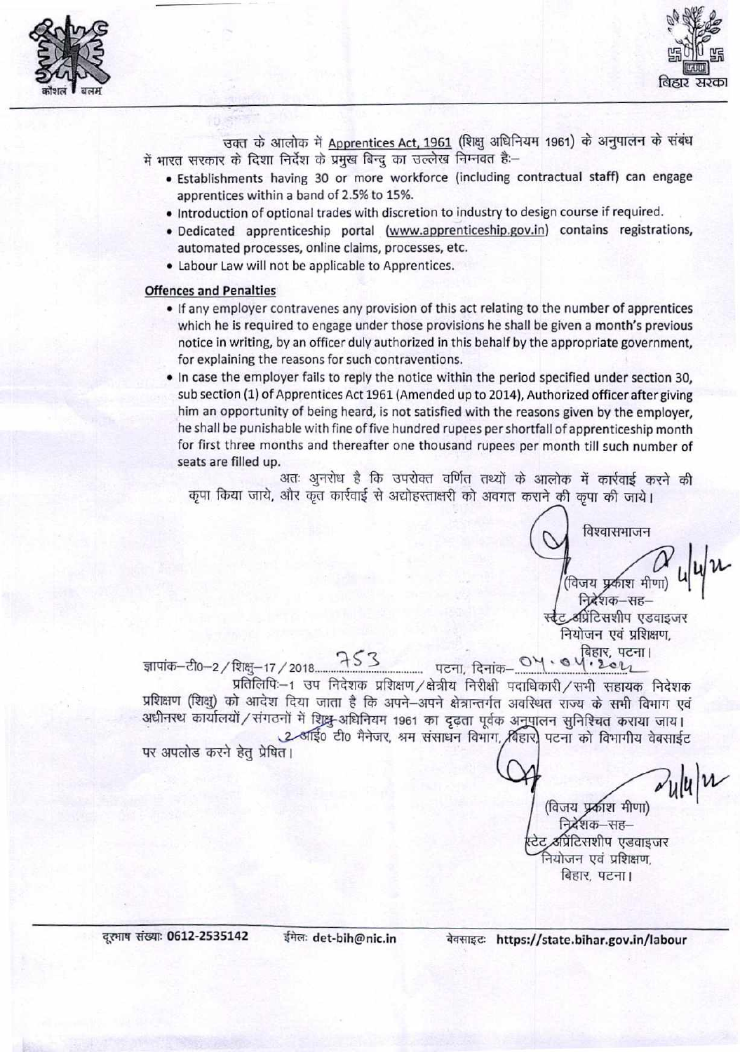उक्त के आलोक में Apprentices Act, 1961 (शिक्षु अधिनियम 1961) के अनुपालन के संबंध में भारत सरकार के दिशा निर्देश के प्रमुख बिन्दु का उल्लेख निम्नवत है:–

- Establishments having 30 or more workforce (including contractual staff) can engage apprentices within a band of 2.5% to 15%.
- Introduction of optional trades with discretion to industry to design course if required.
- Dedicated apprenticeship portal (www.apprenticeship.gov.in) contains registrations, automated processes, online claims, processes, etc.
- Labour Law will not be applicable to Apprentices.

**Offences and Penalties**

- If any employer contravenes any provision of this act relating to the number of apprentices which he is required to engage under those provisions he shall be given a month's previous notice in writing, by an officer duly authorized in this behalf by the appropriate government, for explaining the reasons for such contraventions.
- In case the employer fails to reply the notice within the period specified under section 30, sub section (1) of Apprentices Act 1961 (Amended up to 2014), Authorized officer after giving him an opportunity of being heard, is not satisfied with the reasons given by the employer, he shall be punishable with fine of five hundred rupees per shortfall of apprenticeship month for first three months and thereafter one thousand rupees per month till such number of seats are filled up.

अतः अनुरोध है कि उपरोक्त वर्णित तथ्यों के आलोक में कार्रवाई करने की कृपा किया जाये, और कृत कार्रवाई से अद्योहस्ताक्षरी को अवगत कराने की कृपा की जाये।

विश्वासभाजन

4/4/22

(विजय प्रकाश मीणा)
निदेशक–सह–
स्टेट अप्रेंटिसशीप एडवाइजर
नियोजन एवं प्रशिक्षण,
बिहार, पटना।

ज्ञापांक–टी0–2 / शिक्षु–17 / 2018........753........ पटना, दिनांक–...04.04.2022...

प्रतिलिपिः–1 उप निदेशक प्रशिक्षण / क्षेत्रीय निरीक्षी पदाधिकारी / सभी सहायक निदेशक प्रशिक्षण (शिक्षु) को आदेश दिया जाता है कि अपने–अपने क्षेत्रान्तर्गत अवस्थित राज्य के सभी विभाग एवं अधीनस्थ कार्यालयों / संगठनों में शिक्षु-अधिनियम 1961 का दृढता पूर्वक अनुपालन सुनिश्चित कराया जाय।

2 आई0 टी0 मैनेजर, श्रम संसाधन विभाग, बिहार, पटना को विभागीय वेबसाईट पर अपलोड करने हेतु प्रेषित।

4/4/22

(विजय प्रकाश मीणा)
निदेशक–सह–
स्टेट अप्रेंटिसशीप एडवाइजर
नियोजन एवं प्रशिक्षण,
बिहार, पटना।

दूरभाष संख्याः 0612-2535142 ईमेलः det-bih@nic.in वेबसाइटः https://state.bihar.gov.in/labour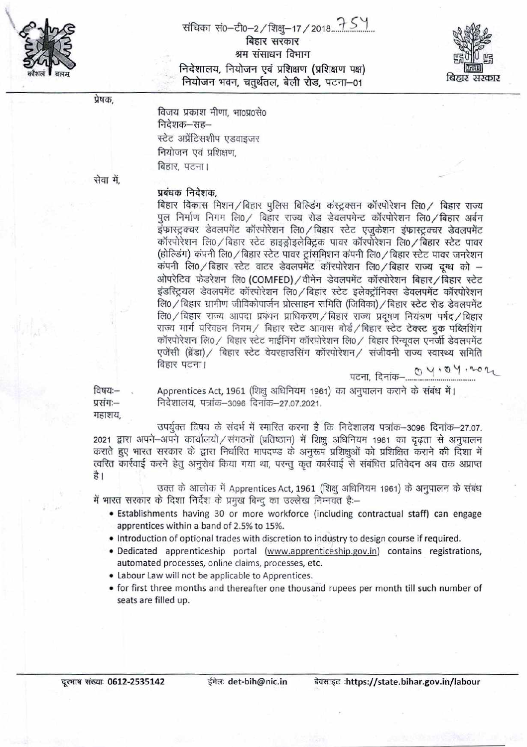संचिका सं0–टी0–2/शिक्षु–17/2018......754......

**बिहार सरकार**

**श्रम संसाधन विभाग**

**निदेशालय, नियोजन एवं प्रशिक्षण (प्रशिक्षण पक्ष)**

**नियोजन भवन, चतुर्थतल, बेली रोड, पटना–01**

प्रेषक,

विजय प्रकाश मीणा, भा0प्र0से0
निदेशक–सह–
स्टेट अप्रेंटिसशीप एडवाइजर
नियोजन एवं प्रशिक्षण,
बिहार, पटना।

सेवा में,

**प्रबंधक निदेशक,**
बिहार विकास मिशन/बिहार पुलिस बिल्डिंग कंस्ट्रक्सन कॉरपोरेशन लि0/ बिहार राज्य पुल निर्माण निगम लि0/ बिहार राज्य रोड डेवलपमेन्ट कॉरपोरेशन लि0/बिहार अर्बन इंफ्रास्ट्रक्चर डेवलपमेंट कॉरपोरेशन लि0/बिहार स्टेट एजुकेशन इंफ्रास्ट्रक्चर डेवलपमेंट कॉरपोरेशन लि0/बिहार स्टेट हाइड्रोइलेक्ट्रिक पावर कॉरपोरेशन लि0/बिहार स्टेट पावर (होल्डिंग) कंपनी लि0/बिहार स्टेट पावर ट्रांसमिशन कंपनी लि0/बिहार स्टेट पावर जनरेशन कंपनी लि0/बिहार स्टेट वाटर डेवलपमेंट कॉरपोरेशन लि0/बिहार राज्य दूग्ध को – ओपरेटिव फेडरेशन लि0 (COMFED)/वीमेन डेवलपमेंट कॉरपोरेशन बिहार/बिहार स्टेट इंडस्ट्रियल डेवलपमेंट कॉरपोरेशन लि0/बिहार स्टेट इलेक्ट्रॉनिक्स डेवलपमेंट कॉरपोरेशन लि0/बिहार ग्रामीण जीविकोपार्जन प्रोत्साहन समिति (जिविका)/बिहार स्टेट रोड डेवलपमेंट लि0/बिहार राज्य आपदा प्रबंधन प्राधिकरण/बिहार राज्य प्रदूषण नियंत्रण पर्षद/बिहार राज्य मार्ग परिवहन निगम/ बिहार स्टेट आवास बोर्ड/बिहार स्टेट टेक्स्ट बुक पब्लिशिंग कॉरपोरेशन लि0/ बिहार स्टेट माईनिंग कॉरपोरेशन लि0/ बिहार रिन्यूवल एनर्जी डेवलपमेंट एजेंसी (ब्रेंडा)/ बिहार स्टेट वेयरहाउसिंग कॉरपोरेशन/ संजीवनी राज्य स्वास्थ्य समिति बिहार पटना।

पटना, दिनांक– 04.04.2022

विषयः– Apprentices Act, 1961 (शिक्षु अधिनियम 1961) का अनुपालन कराने के संबंध में।

प्रसंगः– निदेशालय, पत्रांक–3096 दिनांक–27.07.2021.

महाशय,

उपर्युक्त विषय के संदर्भ में स्मारित करना है कि निदेशालय पत्रांक–3096 दिनांक–27.07.2021 द्वारा अपने–अपने कार्यालयों/संगठनों (प्रतिष्ठान) में शिक्षु अधिनियम 1961 का दृढ़ता से अनुपालन कराते हुए भारत सरकार के द्वारा निर्धारित मापदण्ड के अनुरूप प्रशिक्षुओं को प्रशिक्षित कराने की दिशा में त्वरित कार्रवाई करने हेतु अनुरोध किया गया था, परन्तु कृत कार्रवाई से संबंधित प्रतिवेदन अब तक अप्राप्त है।

उक्त के आलोक में Apprentices Act, 1961 (शिक्षु अधिनियम 1961) के अनुपालन के संबंध में भारत सरकार के दिशा निर्देश के प्रमुख बिन्दु का उल्लेख निम्नवत है:–

- Establishments having 30 or more workforce (including contractual staff) can engage apprentices within a band of 2.5% to 15%.
- Introduction of optional trades with discretion to industry to design course if required.
- Dedicated apprenticeship portal (www.apprenticeship.gov.in) contains registrations, automated processes, online claims, processes, etc.
- Labour Law will not be applicable to Apprentices.
- for first three months and thereafter one thousand rupees per month till such number of seats are filled up.

दूरभाष संख्याः 0612-2535142 ईमेलः det-bih@nic.in वेबसाइट :https://state.bihar.gov.in/labour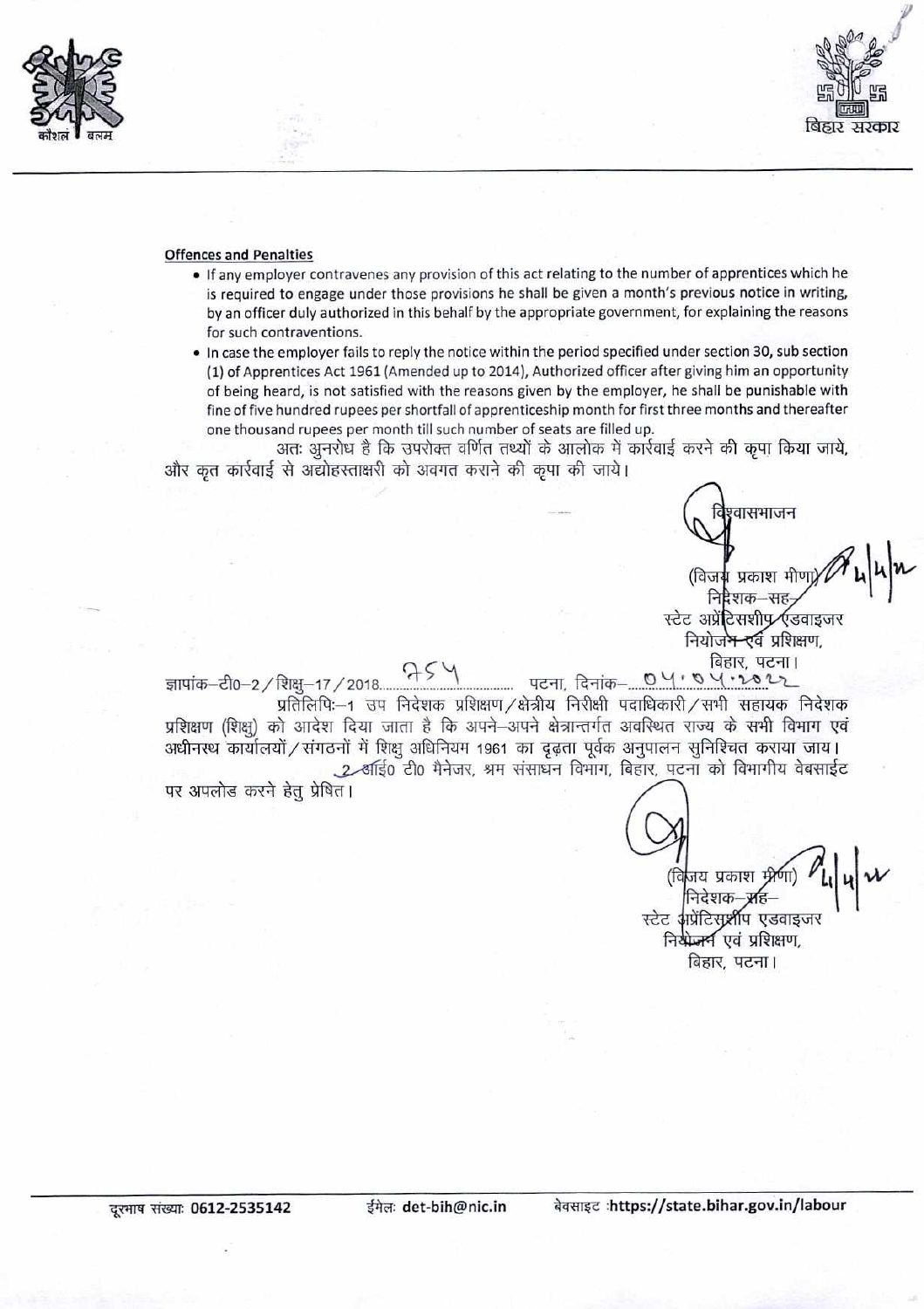**Offences and Penalties**

- If any employer contravenes any provision of this act relating to the number of apprentices which he is required to engage under those provisions he shall be given a month's previous notice in writing, by an officer duly authorized in this behalf by the appropriate government, for explaining the reasons for such contraventions.
- In case the employer fails to reply the notice within the period specified under section 30, sub section (1) of Apprentices Act 1961 (Amended up to 2014), Authorized officer after giving him an opportunity of being heard, is not satisfied with the reasons given by the employer, he shall be punishable with fine of five hundred rupees per shortfall of apprenticeship month for first three months and thereafter one thousand rupees per month till such number of seats are filled up.

अतः अनुरोध है कि उपरोक्त वर्णित तथ्यों के आलोक में कार्रवाई करने की कृपा किया जाये, और कृत कार्रवाई से अद्योहस्ताक्षरी को अवगत कराने की कृपा की जाये।

विश्वासभाजन

(विजय प्रकाश मीणा) 5/4/22
निदेशक–सह–
स्टेट अप्रेंटिसशीप एडवाइजर
नियोजन एवं प्रशिक्षण,
बिहार, पटना।

ज्ञापांक–टी0–2/शिक्षु–17/2018......754...... पटना, दिनांक–...04.04.2022

प्रतिलिपिः–1 उप निदेशक प्रशिक्षण/क्षेत्रीय निरीक्षी पदाधिकारी/सभी सहायक निदेशक प्रशिक्षण (शिक्षु) को आदेश दिया जाता है कि अपने–अपने क्षेत्रान्तर्गत अवस्थित राज्य के सभी विभाग एवं अधीनस्थ कार्यालयों/संगठनों में शिक्षु अधिनियम 1961 का दृढ़ता पूर्वक अनुपालन सुनिश्चित कराया जाय।

2 आई0 टी0 मैनेजर, श्रम संसाधन विभाग, बिहार, पटना को विभागीय वेबसाईट पर अपलोड करने हेतु प्रेषित।

(विजय प्रकाश मीणा) 5/4/22
निदेशक–सह–
स्टेट अप्रेंटिसशीप एडवाइजर
नियोजन एवं प्रशिक्षण,
बिहार, पटना।

दूरभाष संख्या: 0612-2535142 ईमेल: det-bih@nic.in वेबसाइट :https://state.bihar.gov.in/labour